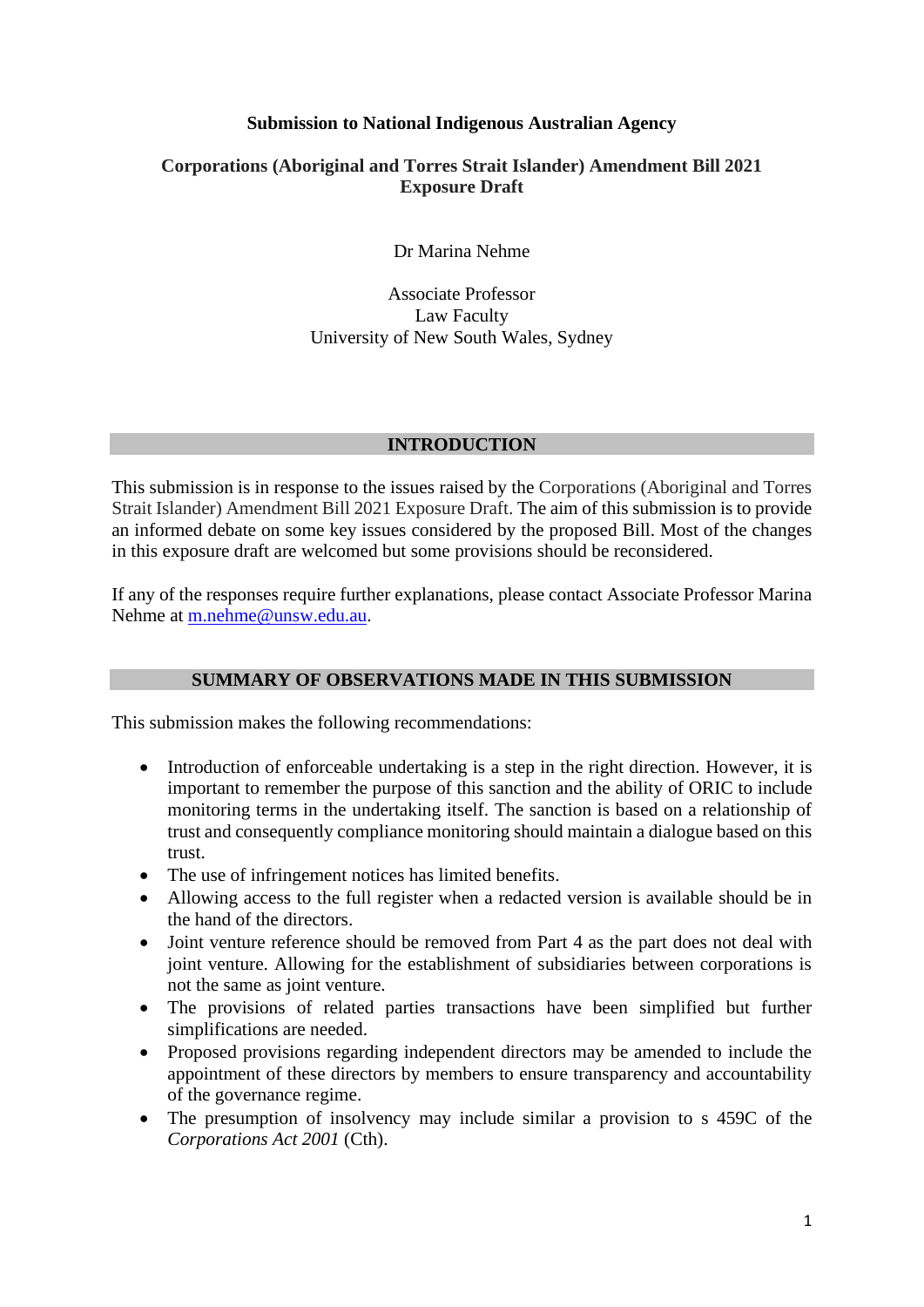**Submission to National Indigenous Australian Agency**

**Corporations (Aboriginal and Torres Strait Islander) Amendment Bill 2021 Exposure Draft**

Dr Marina Nehme

Associate Professor
Law Faculty
University of New South Wales, Sydney

## INTRODUCTION

This submission is in response to the issues raised by the Corporations (Aboriginal and Torres Strait Islander) Amendment Bill 2021 Exposure Draft. The aim of this submission is to provide an informed debate on some key issues considered by the proposed Bill. Most of the changes in this exposure draft are welcomed but some provisions should be reconsidered.

If any of the responses require further explanations, please contact Associate Professor Marina Nehme at m.nehme@unsw.edu.au.

## SUMMARY OF OBSERVATIONS MADE IN THIS SUBMISSION

This submission makes the following recommendations:

- Introduction of enforceable undertaking is a step in the right direction. However, it is important to remember the purpose of this sanction and the ability of ORIC to include monitoring terms in the undertaking itself. The sanction is based on a relationship of trust and consequently compliance monitoring should maintain a dialogue based on this trust.
- The use of infringement notices has limited benefits.
- Allowing access to the full register when a redacted version is available should be in the hand of the directors.
- Joint venture reference should be removed from Part 4 as the part does not deal with joint venture. Allowing for the establishment of subsidiaries between corporations is not the same as joint venture.
- The provisions of related parties transactions have been simplified but further simplifications are needed.
- Proposed provisions regarding independent directors may be amended to include the appointment of these directors by members to ensure transparency and accountability of the governance regime.
- The presumption of insolvency may include similar a provision to s 459C of the *Corporations Act 2001* (Cth).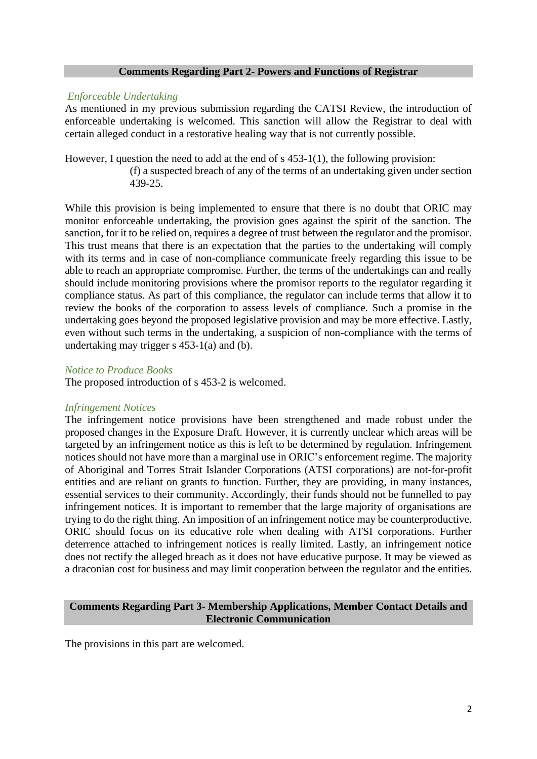## Comments Regarding Part 2- Powers and Functions of Registrar

*Enforceable Undertaking*

As mentioned in my previous submission regarding the CATSI Review, the introduction of enforceable undertaking is welcomed. This sanction will allow the Registrar to deal with certain alleged conduct in a restorative healing way that is not currently possible.

However, I question the need to add at the end of s 453-1(1), the following provision:

> (f) a suspected breach of any of the terms of an undertaking given under section 439-25.

While this provision is being implemented to ensure that there is no doubt that ORIC may monitor enforceable undertaking, the provision goes against the spirit of the sanction. The sanction, for it to be relied on, requires a degree of trust between the regulator and the promisor. This trust means that there is an expectation that the parties to the undertaking will comply with its terms and in case of non-compliance communicate freely regarding this issue to be able to reach an appropriate compromise. Further, the terms of the undertakings can and really should include monitoring provisions where the promisor reports to the regulator regarding it compliance status. As part of this compliance, the regulator can include terms that allow it to review the books of the corporation to assess levels of compliance. Such a promise in the undertaking goes beyond the proposed legislative provision and may be more effective. Lastly, even without such terms in the undertaking, a suspicion of non-compliance with the terms of undertaking may trigger s 453-1(a) and (b).

*Notice to Produce Books*

The proposed introduction of s 453-2 is welcomed.

*Infringement Notices*

The infringement notice provisions have been strengthened and made robust under the proposed changes in the Exposure Draft. However, it is currently unclear which areas will be targeted by an infringement notice as this is left to be determined by regulation. Infringement notices should not have more than a marginal use in ORIC's enforcement regime. The majority of Aboriginal and Torres Strait Islander Corporations (ATSI corporations) are not-for-profit entities and are reliant on grants to function. Further, they are providing, in many instances, essential services to their community. Accordingly, their funds should not be funnelled to pay infringement notices. It is important to remember that the large majority of organisations are trying to do the right thing. An imposition of an infringement notice may be counterproductive. ORIC should focus on its educative role when dealing with ATSI corporations. Further deterrence attached to infringement notices is really limited. Lastly, an infringement notice does not rectify the alleged breach as it does not have educative purpose. It may be viewed as a draconian cost for business and may limit cooperation between the regulator and the entities.

## Comments Regarding Part 3- Membership Applications, Member Contact Details and Electronic Communication

The provisions in this part are welcomed.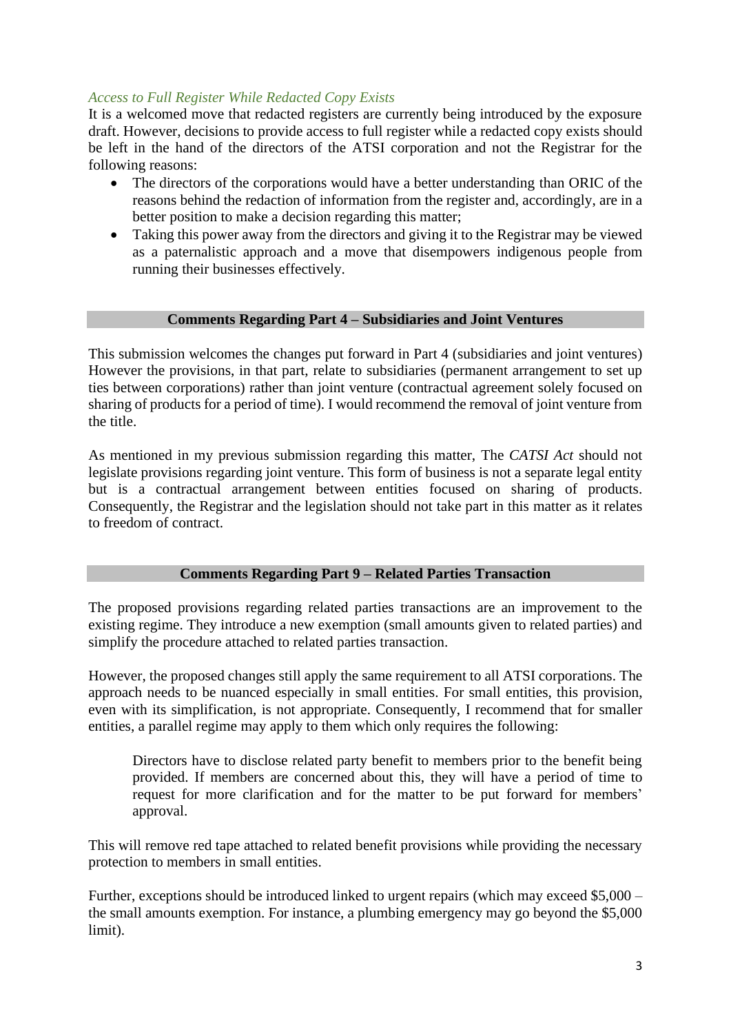### *Access to Full Register While Redacted Copy Exists*

It is a welcomed move that redacted registers are currently being introduced by the exposure draft. However, decisions to provide access to full register while a redacted copy exists should be left in the hand of the directors of the ATSI corporation and not the Registrar for the following reasons:

- The directors of the corporations would have a better understanding than ORIC of the reasons behind the redaction of information from the register and, accordingly, are in a better position to make a decision regarding this matter;
- Taking this power away from the directors and giving it to the Registrar may be viewed as a paternalistic approach and a move that disempowers indigenous people from running their businesses effectively.

## Comments Regarding Part 4 – Subsidiaries and Joint Ventures

This submission welcomes the changes put forward in Part 4 (subsidiaries and joint ventures) However the provisions, in that part, relate to subsidiaries (permanent arrangement to set up ties between corporations) rather than joint venture (contractual agreement solely focused on sharing of products for a period of time). I would recommend the removal of joint venture from the title.

As mentioned in my previous submission regarding this matter, The *CATSI Act* should not legislate provisions regarding joint venture. This form of business is not a separate legal entity but is a contractual arrangement between entities focused on sharing of products. Consequently, the Registrar and the legislation should not take part in this matter as it relates to freedom of contract.

## Comments Regarding Part 9 – Related Parties Transaction

The proposed provisions regarding related parties transactions are an improvement to the existing regime. They introduce a new exemption (small amounts given to related parties) and simplify the procedure attached to related parties transaction.

However, the proposed changes still apply the same requirement to all ATSI corporations. The approach needs to be nuanced especially in small entities. For small entities, this provision, even with its simplification, is not appropriate. Consequently, I recommend that for smaller entities, a parallel regime may apply to them which only requires the following:

> Directors have to disclose related party benefit to members prior to the benefit being provided. If members are concerned about this, they will have a period of time to request for more clarification and for the matter to be put forward for members' approval.

This will remove red tape attached to related benefit provisions while providing the necessary protection to members in small entities.

Further, exceptions should be introduced linked to urgent repairs (which may exceed $5,000 – the small amounts exemption. For instance, a plumbing emergency may go beyond the $5,000 limit).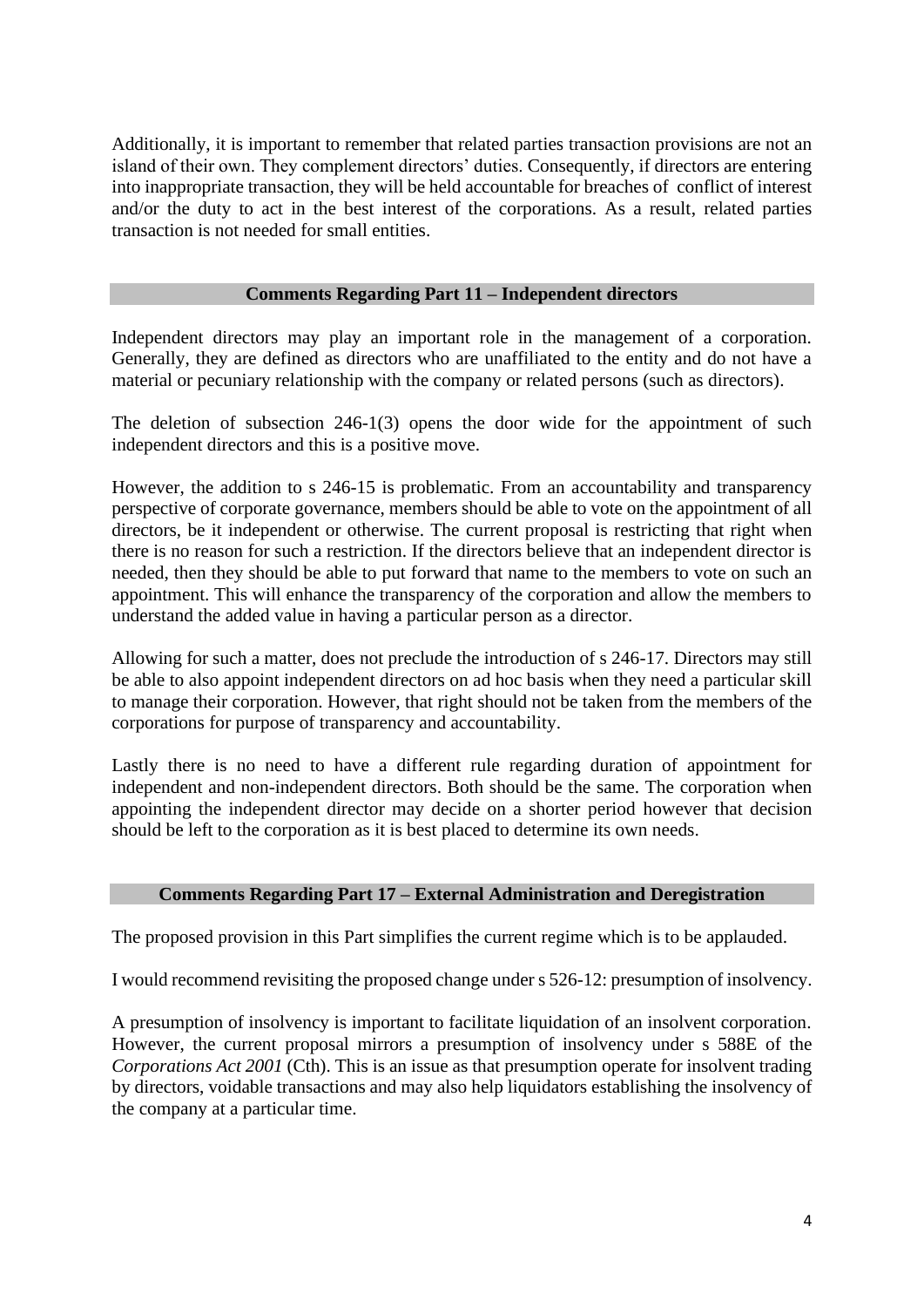Additionally, it is important to remember that related parties transaction provisions are not an island of their own. They complement directors' duties. Consequently, if directors are entering into inappropriate transaction, they will be held accountable for breaches of conflict of interest and/or the duty to act in the best interest of the corporations. As a result, related parties transaction is not needed for small entities.

## Comments Regarding Part 11 – Independent directors

Independent directors may play an important role in the management of a corporation. Generally, they are defined as directors who are unaffiliated to the entity and do not have a material or pecuniary relationship with the company or related persons (such as directors).

The deletion of subsection 246-1(3) opens the door wide for the appointment of such independent directors and this is a positive move.

However, the addition to s 246-15 is problematic. From an accountability and transparency perspective of corporate governance, members should be able to vote on the appointment of all directors, be it independent or otherwise. The current proposal is restricting that right when there is no reason for such a restriction. If the directors believe that an independent director is needed, then they should be able to put forward that name to the members to vote on such an appointment. This will enhance the transparency of the corporation and allow the members to understand the added value in having a particular person as a director.

Allowing for such a matter, does not preclude the introduction of s 246-17. Directors may still be able to also appoint independent directors on ad hoc basis when they need a particular skill to manage their corporation. However, that right should not be taken from the members of the corporations for purpose of transparency and accountability.

Lastly there is no need to have a different rule regarding duration of appointment for independent and non-independent directors. Both should be the same. The corporation when appointing the independent director may decide on a shorter period however that decision should be left to the corporation as it is best placed to determine its own needs.

## Comments Regarding Part 17 – External Administration and Deregistration

The proposed provision in this Part simplifies the current regime which is to be applauded.

I would recommend revisiting the proposed change under s 526-12: presumption of insolvency.

A presumption of insolvency is important to facilitate liquidation of an insolvent corporation. However, the current proposal mirrors a presumption of insolvency under s 588E of the *Corporations Act 2001* (Cth). This is an issue as that presumption operate for insolvent trading by directors, voidable transactions and may also help liquidators establishing the insolvency of the company at a particular time.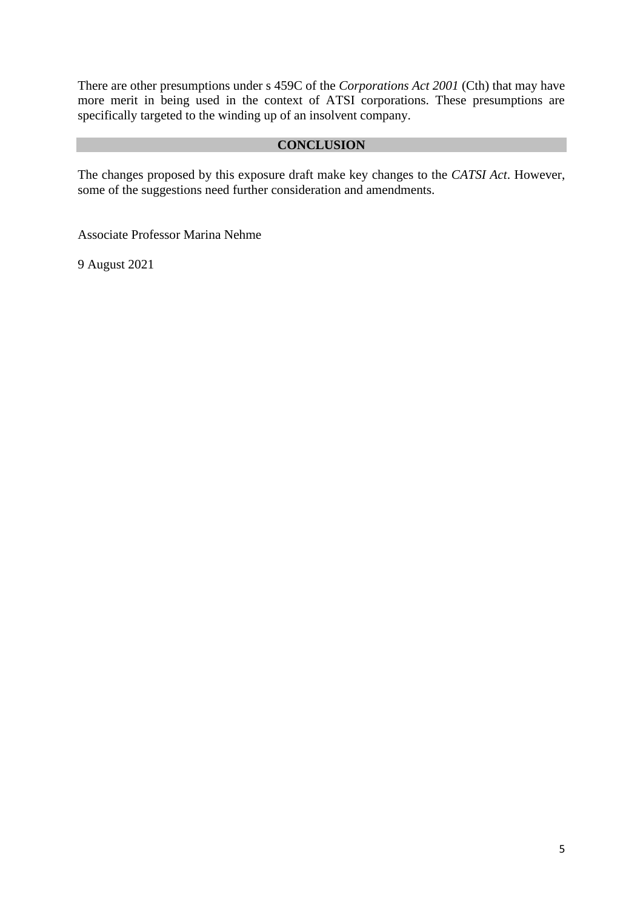There are other presumptions under s 459C of the *Corporations Act 2001* (Cth) that may have more merit in being used in the context of ATSI corporations. These presumptions are specifically targeted to the winding up of an insolvent company.

## CONCLUSION

The changes proposed by this exposure draft make key changes to the *CATSI Act*. However, some of the suggestions need further consideration and amendments.

Associate Professor Marina Nehme

9 August 2021